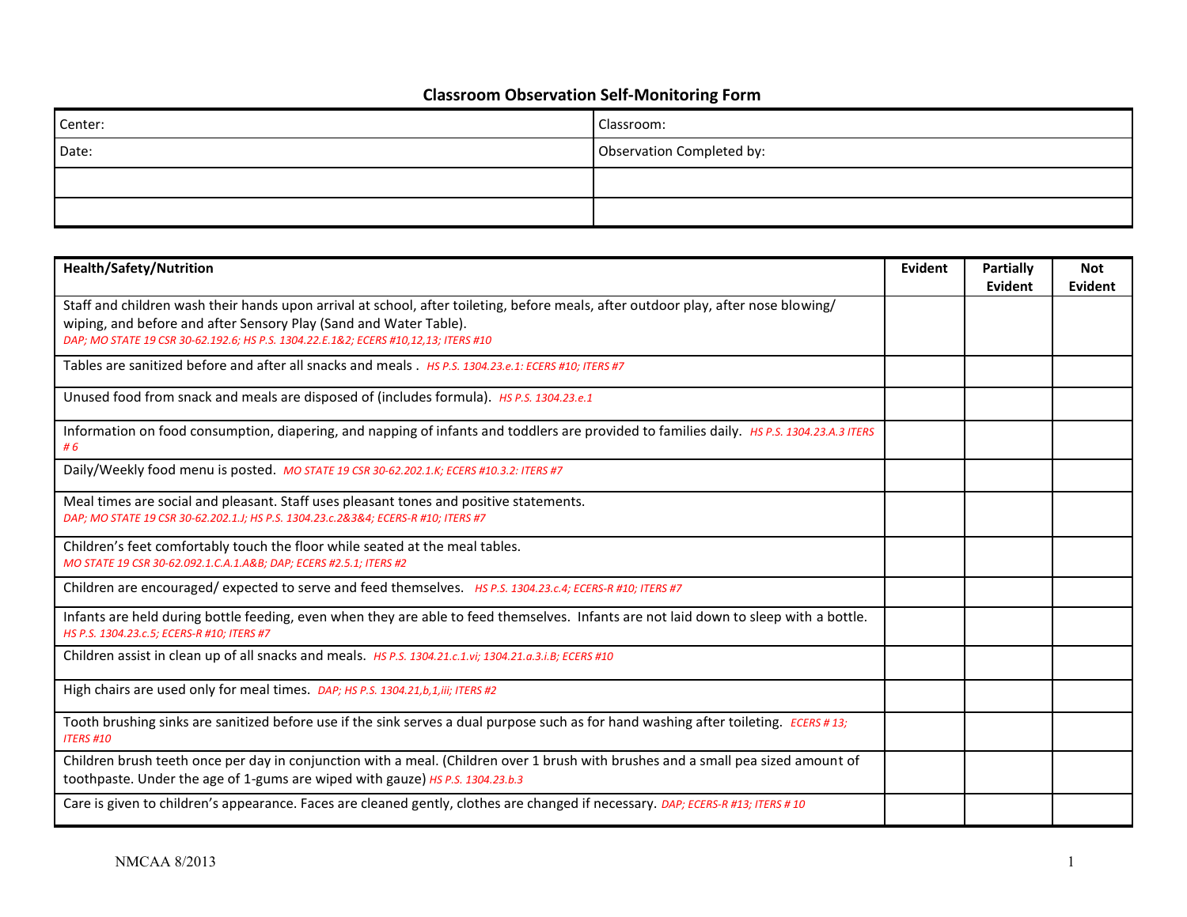# Classroom Observation Self-Monitoring Form

| Center: | Classroom: |
|---|---|
| Date: | Observation Completed by: |
| | |
| | |

| Health/Safety/Nutrition | Evident | Partially Evident | Not Evident |
|---|---|---|---|
| Staff and children wash their hands upon arrival at school, after toileting, before meals, after outdoor play, after nose blowing/ wiping, and before and after Sensory Play (Sand and Water Table). *DAP; MO STATE 19 CSR 30-62.192.6; HS P.S. 1304.22.E.1&2; ECERS #10,12,13; ITERS #10* | | | |
| Tables are sanitized before and after all snacks and meals . *HS P.S. 1304.23.e.1: ECERS #10; ITERS #7* | | | |
| Unused food from snack and meals are disposed of (includes formula). *HS P.S. 1304.23.e.1* | | | |
| Information on food consumption, diapering, and napping of infants and toddlers are provided to families daily. *HS P.S. 1304.23.A.3 ITERS # 6* | | | |
| Daily/Weekly food menu is posted. *MO STATE 19 CSR 30-62.202.1.K; ECERS #10.3.2: ITERS #7* | | | |
| Meal times are social and pleasant. Staff uses pleasant tones and positive statements. *DAP; MO STATE 19 CSR 30-62.202.1.J; HS P.S. 1304.23.c.2&3&4; ECERS-R #10; ITERS #7* | | | |
| Children's feet comfortably touch the floor while seated at the meal tables. *MO STATE 19 CSR 30-62.092.1.C.A.1.A&B; DAP; ECERS #2.5.1; ITERS #2* | | | |
| Children are encouraged/ expected to serve and feed themselves. *HS P.S. 1304.23.c.4; ECERS-R #10; ITERS #7* | | | |
| Infants are held during bottle feeding, even when they are able to feed themselves. Infants are not laid down to sleep with a bottle. *HS P.S. 1304.23.c.5; ECERS-R #10; ITERS #7* | | | |
| Children assist in clean up of all snacks and meals. *HS P.S. 1304.21.c.1.vi; 1304.21.a.3.i.B; ECERS #10* | | | |
| High chairs are used only for meal times. *DAP; HS P.S. 1304.21,b,1,iii; ITERS #2* | | | |
| Tooth brushing sinks are sanitized before use if the sink serves a dual purpose such as for hand washing after toileting. *ECERS # 13; ITERS #10* | | | |
| Children brush teeth once per day in conjunction with a meal. (Children over 1 brush with brushes and a small pea sized amount of toothpaste. Under the age of 1-gums are wiped with gauze) *HS P.S. 1304.23.b.3* | | | |
| Care is given to children's appearance. Faces are cleaned gently, clothes are changed if necessary. *DAP; ECERS-R #13; ITERS # 10* | | | |

NMCAA 8/2013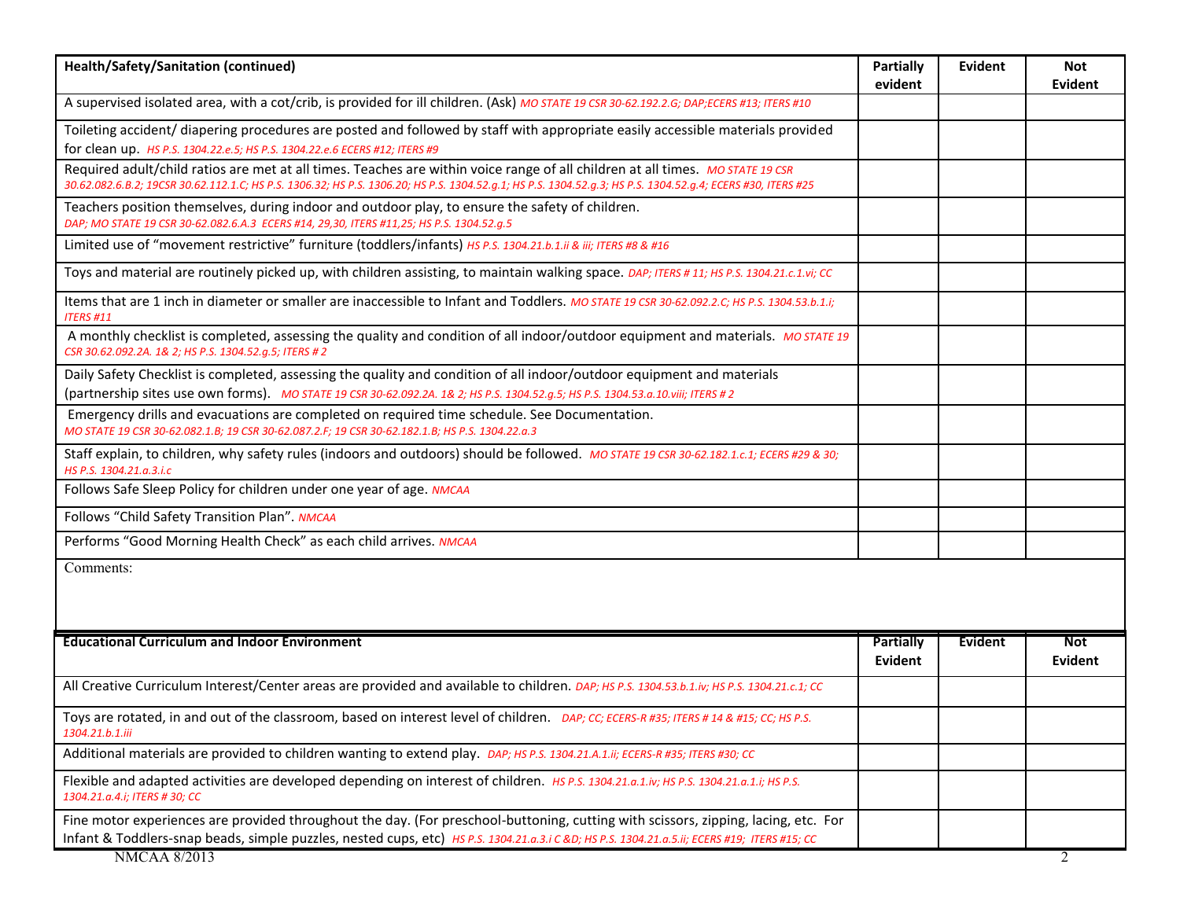| Health/Safety/Sanitation (continued) | Partially evident | Evident | Not Evident |
|---|---|---|---|
| A supervised isolated area, with a cot/crib, is provided for ill children. (Ask) *MO STATE 19 CSR 30-62.192.2.G; DAP;ECERS #13; ITERS #10* | | | |
| Toileting accident/ diapering procedures are posted and followed by staff with appropriate easily accessible materials provided for clean up. *HS P.S. 1304.22.e.5; HS P.S. 1304.22.e.6 ECERS #12; ITERS #9* | | | |
| Required adult/child ratios are met at all times. Teaches are within voice range of all children at all times. *MO STATE 19 CSR 30.62.082.6.B.2; 19CSR 30.62.112.1.C; HS P.S. 1306.32; HS P.S. 1306.20; HS P.S. 1304.52.g.1; HS P.S. 1304.52.g.3; HS P.S. 1304.52.g.4; ECERS #30, ITERS #25* | | | |
| Teachers position themselves, during indoor and outdoor play, to ensure the safety of children. *DAP; MO STATE 19 CSR 30-62.082.6.A.3 ECERS #14, 29,30, ITERS #11,25; HS P.S. 1304.52.g.5* | | | |
| Limited use of "movement restrictive" furniture (toddlers/infants) *HS P.S. 1304.21.b.1.ii & iii; ITERS #8 & #16* | | | |
| Toys and material are routinely picked up, with children assisting, to maintain walking space. *DAP; ITERS # 11; HS P.S. 1304.21.c.1.vi; CC* | | | |
| Items that are 1 inch in diameter or smaller are inaccessible to Infant and Toddlers. *MO STATE 19 CSR 30-62.092.2.C; HS P.S. 1304.53.b.1.i; ITERS #11* | | | |
| A monthly checklist is completed, assessing the quality and condition of all indoor/outdoor equipment and materials. *MO STATE 19 CSR 30.62.092.2A. 1& 2; HS P.S. 1304.52.g.5; ITERS # 2* | | | |
| Daily Safety Checklist is completed, assessing the quality and condition of all indoor/outdoor equipment and materials (partnership sites use own forms). *MO STATE 19 CSR 30-62.092.2A. 1& 2; HS P.S. 1304.52.g.5; HS P.S. 1304.53.a.10.viii; ITERS # 2* | | | |
| Emergency drills and evacuations are completed on required time schedule. See Documentation. *MO STATE 19 CSR 30-62.082.1.B; 19 CSR 30-62.087.2.F; 19 CSR 30-62.182.1.B; HS P.S. 1304.22.a.3* | | | |
| Staff explain, to children, why safety rules (indoors and outdoors) should be followed. *MO STATE 19 CSR 30-62.182.1.c.1; ECERS #29 & 30; HS P.S. 1304.21.a.3.i.c* | | | |
| Follows Safe Sleep Policy for children under one year of age. *NMCAA* | | | |
| Follows "Child Safety Transition Plan". *NMCAA* | | | |
| Performs "Good Morning Health Check" as each child arrives. *NMCAA* | | | |

Comments:

| Educational Curriculum and Indoor Environment | Partially Evident | Evident | Not Evident |
|---|---|---|---|
| All Creative Curriculum Interest/Center areas are provided and available to children. *DAP; HS P.S. 1304.53.b.1.iv; HS P.S. 1304.21.c.1; CC* | | | |
| Toys are rotated, in and out of the classroom, based on interest level of children. *DAP; CC; ECERS-R #35; ITERS # 14 & #15; CC; HS P.S. 1304.21.b.1.iii* | | | |
| Additional materials are provided to children wanting to extend play. *DAP; HS P.S. 1304.21.A.1.ii; ECERS-R #35; ITERS #30; CC* | | | |
| Flexible and adapted activities are developed depending on interest of children. *HS P.S. 1304.21.a.1.iv; HS P.S. 1304.21.a.1.i; HS P.S. 1304.21.a.4.i; ITERS # 30; CC* | | | |
| Fine motor experiences are provided throughout the day. (For preschool-buttoning, cutting with scissors, zipping, lacing, etc. For Infant & Toddlers-snap beads, simple puzzles, nested cups, etc) *HS P.S. 1304.21.a.3.i C &D; HS P.S. 1304.21.a.5.ii; ECERS #19; ITERS #15; CC* | | | |

NMCAA 8/2013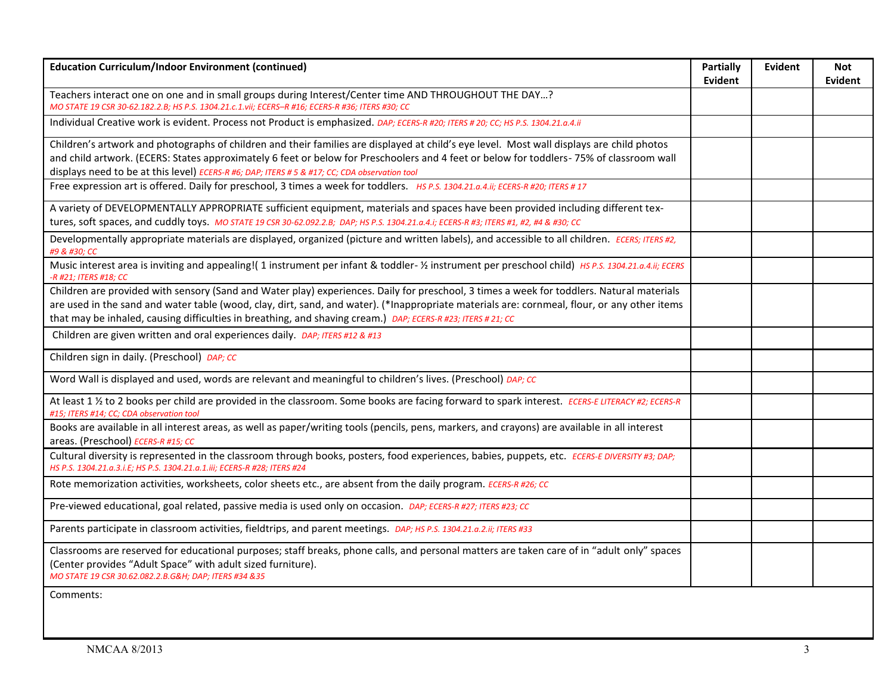| Education Curriculum/Indoor Environment (continued) | Partially Evident | Evident | Not Evident |
|---|---|---|---|
| Teachers interact one on one and in small groups during Interest/Center time AND THROUGHOUT THE DAY…? *MO STATE 19 CSR 30-62.182.2.B; HS P.S. 1304.21.c.1.vii; ECERS–R #16; ECERS-R #36; ITERS #30; CC* | | | |
| Individual Creative work is evident. Process not Product is emphasized. *DAP; ECERS-R #20; ITERS # 20; CC; HS P.S. 1304.21.a.4.ii* | | | |
| Children's artwork and photographs of children and their families are displayed at child's eye level. Most wall displays are child photos and child artwork. (ECERS: States approximately 6 feet or below for Preschoolers and 4 feet or below for toddlers- 75% of classroom wall displays need to be at this level) *ECERS-R #6; DAP; ITERS # 5 & #17; CC; CDA observation tool* | | | |
| Free expression art is offered. Daily for preschool, 3 times a week for toddlers. *HS P.S. 1304.21.a.4.ii; ECERS-R #20; ITERS # 17* | | | |
| A variety of DEVELOPMENTALLY APPROPRIATE sufficient equipment, materials and spaces have been provided including different tex-tures, soft spaces, and cuddly toys. *MO STATE 19 CSR 30-62.092.2.B; DAP; HS P.S. 1304.21.a.4.i; ECERS-R #3; ITERS #1, #2, #4 & #30; CC* | | | |
| Developmentally appropriate materials are displayed, organized (picture and written labels), and accessible to all children. *ECERS; ITERS #2, #9 & #30; CC* | | | |
| Music interest area is inviting and appealing!( 1 instrument per infant & toddler- ½ instrument per preschool child) *HS P.S. 1304.21.a.4.ii; ECERS -R #21; ITERS #18; CC* | | | |
| Children are provided with sensory (Sand and Water play) experiences. Daily for preschool, 3 times a week for toddlers. Natural materials are used in the sand and water table (wood, clay, dirt, sand, and water). (*Inappropriate materials are: cornmeal, flour, or any other items that may be inhaled, causing difficulties in breathing, and shaving cream.) *DAP; ECERS-R #23; ITERS # 21; CC* | | | |
| Children are given written and oral experiences daily. *DAP; ITERS #12 & #13* | | | |
| Children sign in daily. (Preschool) *DAP; CC* | | | |
| Word Wall is displayed and used, words are relevant and meaningful to children's lives. (Preschool) *DAP; CC* | | | |
| At least 1 ½ to 2 books per child are provided in the classroom. Some books are facing forward to spark interest. *ECERS-E LITERACY #2; ECERS-R #15; ITERS #14; CC; CDA observation tool* | | | |
| Books are available in all interest areas, as well as paper/writing tools (pencils, pens, markers, and crayons) are available in all interest areas. (Preschool) *ECERS-R #15; CC* | | | |
| Cultural diversity is represented in the classroom through books, posters, food experiences, babies, puppets, etc. *ECERS-E DIVERSITY #3; DAP; HS P.S. 1304.21.a.3.i.E; HS P.S. 1304.21.a.1.iii; ECERS-R #28; ITERS #24* | | | |
| Rote memorization activities, worksheets, color sheets etc., are absent from the daily program. *ECERS-R #26; CC* | | | |
| Pre-viewed educational, goal related, passive media is used only on occasion. *DAP; ECERS-R #27; ITERS #23; CC* | | | |
| Parents participate in classroom activities, fieldtrips, and parent meetings. *DAP; HS P.S. 1304.21.a.2.ii; ITERS #33* | | | |
| Classrooms are reserved for educational purposes; staff breaks, phone calls, and personal matters are taken care of in "adult only" spaces (Center provides "Adult Space" with adult sized furniture). *MO STATE 19 CSR 30.62.082.2.B.G&H; DAP; ITERS #34 &35* | | | |
| Comments: | | | |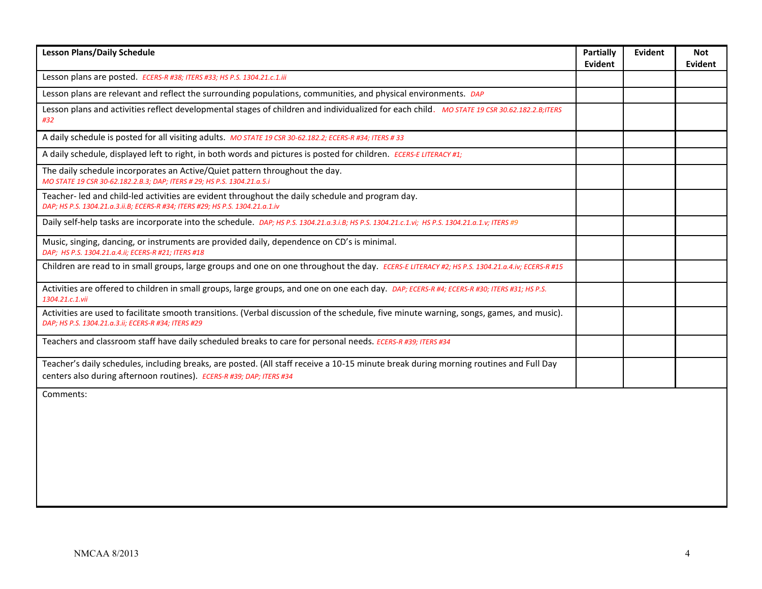| Lesson Plans/Daily Schedule | Partially Evident | Evident | Not Evident |
|---|---|---|---|
| Lesson plans are posted. *ECERS-R #38; ITERS #33; HS P.S. 1304.21.c.1.iii* | | | |
| Lesson plans are relevant and reflect the surrounding populations, communities, and physical environments. *DAP* | | | |
| Lesson plans and activities reflect developmental stages of children and individualized for each child. *MO STATE 19 CSR 30.62.182.2.B;ITERS #32* | | | |
| A daily schedule is posted for all visiting adults. *MO STATE 19 CSR 30-62.182.2; ECERS-R #34; ITERS # 33* | | | |
| A daily schedule, displayed left to right, in both words and pictures is posted for children. *ECERS-E LITERACY #1;* | | | |
| The daily schedule incorporates an Active/Quiet pattern throughout the day. *MO STATE 19 CSR 30-62.182.2.B.3; DAP; ITERS # 29; HS P.S. 1304.21.a.5.i* | | | |
| Teacher- led and child-led activities are evident throughout the daily schedule and program day. *DAP; HS P.S. 1304.21.a.3.ii.B; ECERS-R #34; ITERS #29; HS P.S. 1304.21.a.1.iv* | | | |
| Daily self-help tasks are incorporate into the schedule. *DAP; HS P.S. 1304.21.a.3.i.B; HS P.S. 1304.21.c.1.vi; HS P.S. 1304.21.a.1.v; ITERS #9* | | | |
| Music, singing, dancing, or instruments are provided daily, dependence on CD's is minimal. *DAP; HS P.S. 1304.21.a.4.ii; ECERS-R #21; ITERS #18* | | | |
| Children are read to in small groups, large groups and one on one throughout the day. *ECERS-E LITERACY #2; HS P.S. 1304.21.a.4.iv; ECERS-R #15* | | | |
| Activities are offered to children in small groups, large groups, and one on one each day. *DAP; ECERS-R #4; ECERS-R #30; ITERS #31; HS P.S. 1304.21.c.1.vii* | | | |
| Activities are used to facilitate smooth transitions. (Verbal discussion of the schedule, five minute warning, songs, games, and music). *DAP; HS P.S. 1304.21.a.3.ii; ECERS-R #34; ITERS #29* | | | |
| Teachers and classroom staff have daily scheduled breaks to care for personal needs. *ECERS-R #39; ITERS #34* | | | |
| Teacher's daily schedules, including breaks, are posted. (All staff receive a 10-15 minute break during morning routines and Full Day centers also during afternoon routines). *ECERS-R #39; DAP; ITERS #34* | | | |
| Comments: | | | |

NMCAA 8/2013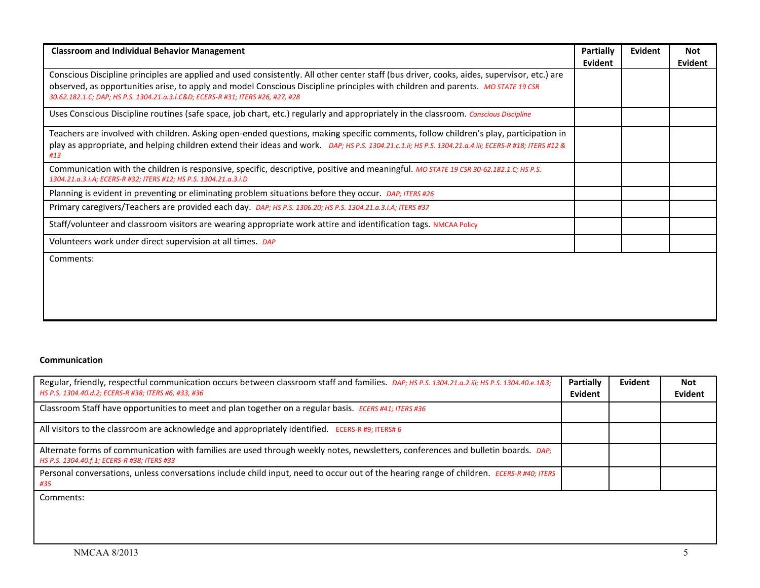| Classroom and Individual Behavior Management | Partially Evident | Evident | Not Evident |
|---|---|---|---|
| Conscious Discipline principles are applied and used consistently. All other center staff (bus driver, cooks, aides, supervisor, etc.) are observed, as opportunities arise, to apply and model Conscious Discipline principles with children and parents. *MO STATE 19 CSR 30.62.182.1.C; DAP; HS P.S. 1304.21.a.3.i.C&D; ECERS-R #31; ITERS #26, #27, #28* | | | |
| Uses Conscious Discipline routines (safe space, job chart, etc.) regularly and appropriately in the classroom. Conscious Discipline | | | |
| Teachers are involved with children. Asking open-ended questions, making specific comments, follow children's play, participation in play as appropriate, and helping children extend their ideas and work. *DAP; HS P.S. 1304.21.c.1.ii; HS P.S. 1304.21.a.4.iii; ECERS-R #18; ITERS #12 & #13* | | | |
| Communication with the children is responsive, specific, descriptive, positive and meaningful. *MO STATE 19 CSR 30-62.182.1.C; HS P.S. 1304.21.a.3.i.A; ECERS-R #32; ITERS #12; HS P.S. 1304.21.a.3.i.D* | | | |
| Planning is evident in preventing or eliminating problem situations before they occur. *DAP; ITERS #26* | | | |
| Primary caregivers/Teachers are provided each day. *DAP; HS P.S. 1306.20; HS P.S. 1304.21.a.3.i.A; ITERS #37* | | | |
| Staff/volunteer and classroom visitors are wearing appropriate work attire and identification tags. NMCAA Policy | | | |
| Volunteers work under direct supervision at all times. *DAP* | | | |
| Comments: | | | |

**Communication**

| Regular, friendly, respectful communication occurs between classroom staff and families. *DAP; HS P.S. 1304.21.a.2.iii; HS P.S. 1304.40.e.1&3; HS P.S. 1304.40.d.2; ECERS-R #38; ITERS #6, #33, #36* | Partially Evident | Evident | Not Evident |
|---|---|---|---|
| Classroom Staff have opportunities to meet and plan together on a regular basis. *ECERS #41; ITERS #36* | | | |
| All visitors to the classroom are acknowledge and appropriately identified. ECERS-R #9; ITERS# 6 | | | |
| Alternate forms of communication with families are used through weekly notes, newsletters, conferences and bulletin boards. *DAP; HS P.S. 1304.40.f.1; ECERS-R #38; ITERS #33* | | | |
| Personal conversations, unless conversations include child input, need to occur out of the hearing range of children. *ECERS-R #40; ITERS #35* | | | |
| Comments: | | | |

NMCAA 8/2013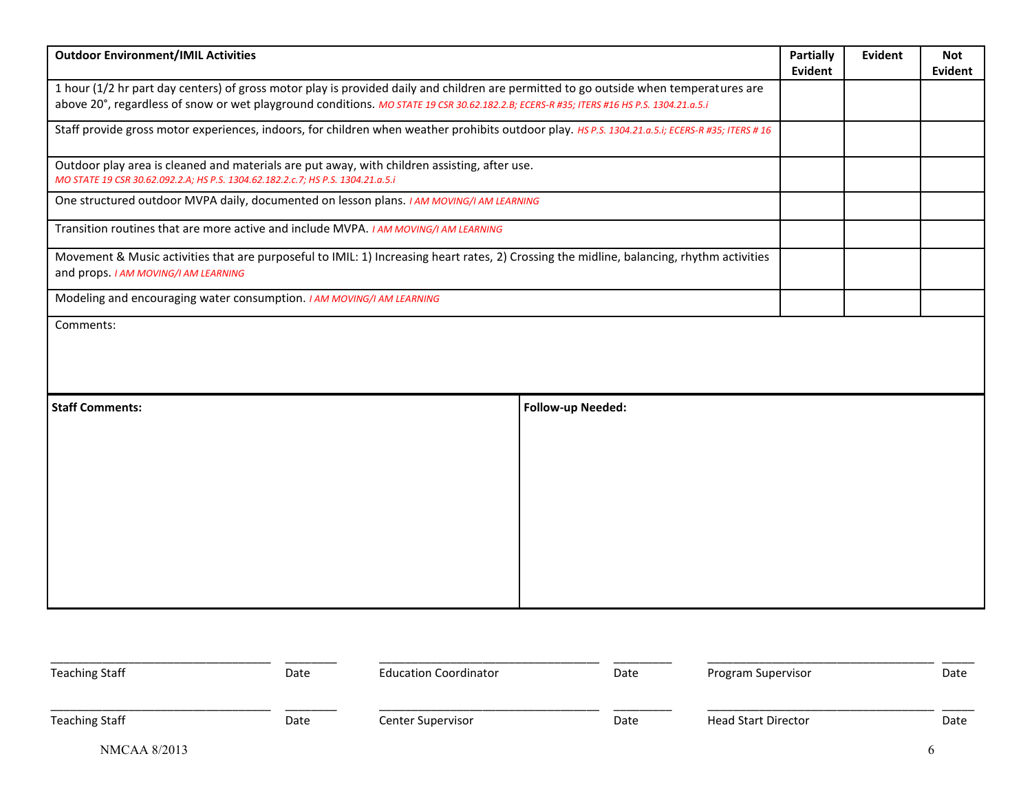| Outdoor Environment/IMIL Activities | Partially Evident | Evident | Not Evident |
|---|---|---|---|
| 1 hour (1/2 hr part day centers) of gross motor play is provided daily and children are permitted to go outside when temperatures are above 20°, regardless of snow or wet playground conditions. *MO STATE 19 CSR 30.62.182.2.B; ECERS-R #35; ITERS #16 HS P.S. 1304.21.a.5.i* | | | |
| Staff provide gross motor experiences, indoors, for children when weather prohibits outdoor play. *HS P.S. 1304.21.a.5.i; ECERS-R #35; ITERS # 16* | | | |
| Outdoor play area is cleaned and materials are put away, with children assisting, after use. *MO STATE 19 CSR 30.62.092.2.A; HS P.S. 1304.62.182.2.c.7; HS P.S. 1304.21.a.5.i* | | | |
| One structured outdoor MVPA daily, documented on lesson plans. *I AM MOVING/I AM LEARNING* | | | |
| Transition routines that are more active and include MVPA. *I AM MOVING/I AM LEARNING* | | | |
| Movement & Music activities that are purposeful to IMIL: 1) Increasing heart rates, 2) Crossing the midline, balancing, rhythm activities and props. *I AM MOVING/I AM LEARNING* | | | |
| Modeling and encouraging water consumption. *I AM MOVING/I AM LEARNING* | | | |

Comments:

| **Staff Comments:** | **Follow-up Needed:** |
|---|---|
| | |

| | | | | | |
|---|---|---|---|---|---|
| _______________ Teaching Staff | _____ Date | _______________ Education Coordinator | _____ Date | _______________ Program Supervisor | _____ Date |
| _______________ Teaching Staff | _____ Date | _______________ Center Supervisor | _____ Date | _______________ Head Start Director | _____ Date |

NMCAA 8/2013